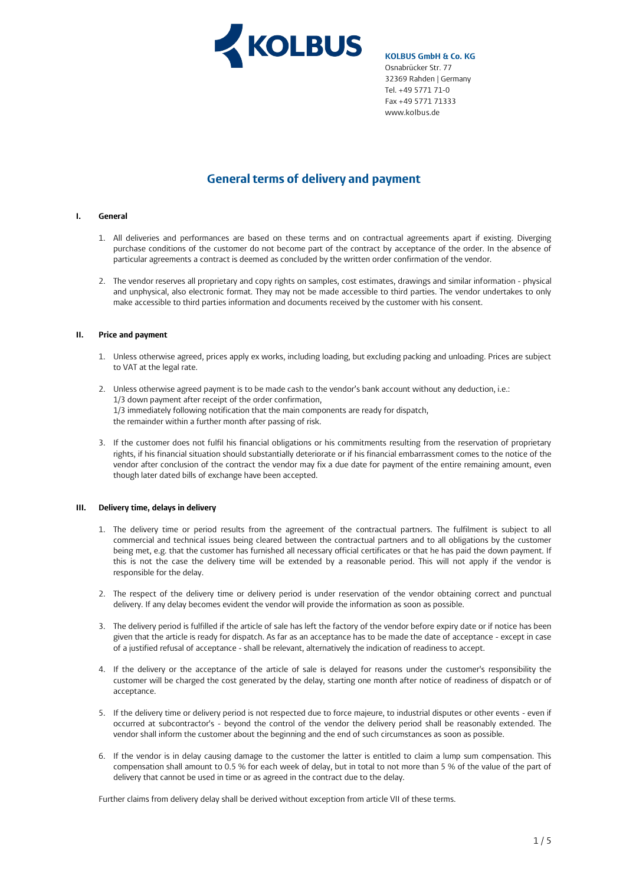**KOLBUS GmbH & Co. KG**
Osnabrücker Str. 77
32369 Rahden | Germany
Tel. +49 5771 71-0
Fax +49 5771 71333
www.kolbus.de

# General terms of delivery and payment

## I. General

1. All deliveries and performances are based on these terms and on contractual agreements apart if existing. Diverging purchase conditions of the customer do not become part of the contract by acceptance of the order. In the absence of particular agreements a contract is deemed as concluded by the written order confirmation of the vendor.

2. The vendor reserves all proprietary and copy rights on samples, cost estimates, drawings and similar information - physical and unphysical, also electronic format. They may not be made accessible to third parties. The vendor undertakes to only make accessible to third parties information and documents received by the customer with his consent.

## II. Price and payment

1. Unless otherwise agreed, prices apply ex works, including loading, but excluding packing and unloading. Prices are subject to VAT at the legal rate.

2. Unless otherwise agreed payment is to be made cash to the vendor's bank account without any deduction, i.e.:
   1/3 down payment after receipt of the order confirmation,
   1/3 immediately following notification that the main components are ready for dispatch,
   the remainder within a further month after passing of risk.

3. If the customer does not fulfil his financial obligations or his commitments resulting from the reservation of proprietary rights, if his financial situation should substantially deteriorate or if his financial embarrassment comes to the notice of the vendor after conclusion of the contract the vendor may fix a due date for payment of the entire remaining amount, even though later dated bills of exchange have been accepted.

## III. Delivery time, delays in delivery

1. The delivery time or period results from the agreement of the contractual partners. The fulfilment is subject to all commercial and technical issues being cleared between the contractual partners and to all obligations by the customer being met, e.g. that the customer has furnished all necessary official certificates or that he has paid the down payment. If this is not the case the delivery time will be extended by a reasonable period. This will not apply if the vendor is responsible for the delay.

2. The respect of the delivery time or delivery period is under reservation of the vendor obtaining correct and punctual delivery. If any delay becomes evident the vendor will provide the information as soon as possible.

3. The delivery period is fulfilled if the article of sale has left the factory of the vendor before expiry date or if notice has been given that the article is ready for dispatch. As far as an acceptance has to be made the date of acceptance - except in case of a justified refusal of acceptance - shall be relevant, alternatively the indication of readiness to accept.

4. If the delivery or the acceptance of the article of sale is delayed for reasons under the customer's responsibility the customer will be charged the cost generated by the delay, starting one month after notice of readiness of dispatch or of acceptance.

5. If the delivery time or delivery period is not respected due to force majeure, to industrial disputes or other events - even if occurred at subcontractor's - beyond the control of the vendor the delivery period shall be reasonably extended. The vendor shall inform the customer about the beginning and the end of such circumstances as soon as possible.

6. If the vendor is in delay causing damage to the customer the latter is entitled to claim a lump sum compensation. This compensation shall amount to 0.5 % for each week of delay, but in total to not more than 5 % of the value of the part of delivery that cannot be used in time or as agreed in the contract due to the delay.

Further claims from delivery delay shall be derived without exception from article VII of these terms.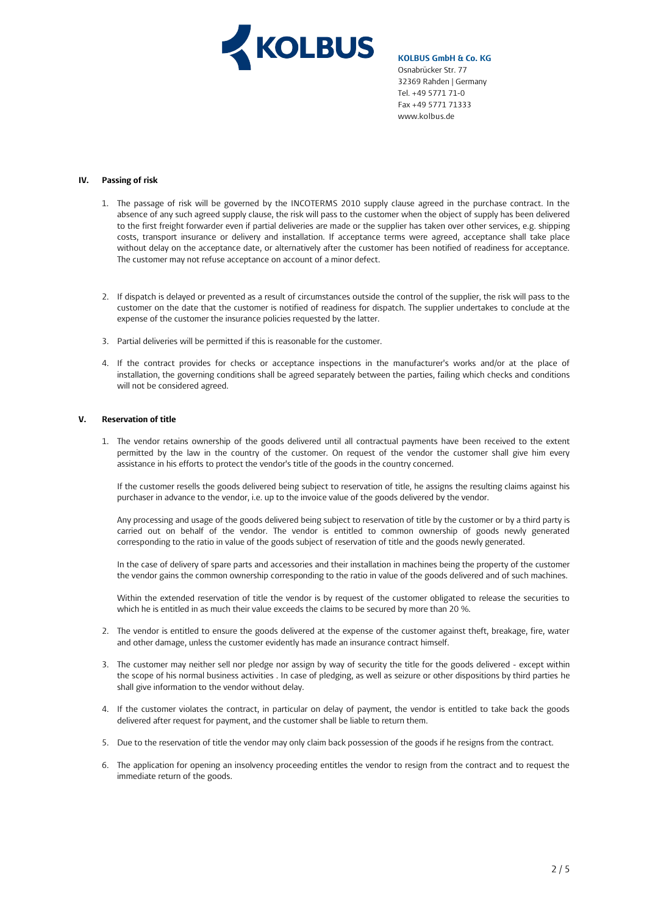**KOLBUS GmbH & Co. KG**
Osnabrücker Str. 77
32369 Rahden | Germany
Tel. +49 5771 71-0
Fax +49 5771 71333
www.kolbus.de

## IV. Passing of risk

1. The passage of risk will be governed by the INCOTERMS 2010 supply clause agreed in the purchase contract. In the absence of any such agreed supply clause, the risk will pass to the customer when the object of supply has been delivered to the first freight forwarder even if partial deliveries are made or the supplier has taken over other services, e.g. shipping costs, transport insurance or delivery and installation. If acceptance terms were agreed, acceptance shall take place without delay on the acceptance date, or alternatively after the customer has been notified of readiness for acceptance. The customer may not refuse acceptance on account of a minor defect.

2. If dispatch is delayed or prevented as a result of circumstances outside the control of the supplier, the risk will pass to the customer on the date that the customer is notified of readiness for dispatch. The supplier undertakes to conclude at the expense of the customer the insurance policies requested by the latter.

3. Partial deliveries will be permitted if this is reasonable for the customer.

4. If the contract provides for checks or acceptance inspections in the manufacturer's works and/or at the place of installation, the governing conditions shall be agreed separately between the parties, failing which checks and conditions will not be considered agreed.

## V. Reservation of title

1. The vendor retains ownership of the goods delivered until all contractual payments have been received to the extent permitted by the law in the country of the customer. On request of the vendor the customer shall give him every assistance in his efforts to protect the vendor's title of the goods in the country concerned.

   If the customer resells the goods delivered being subject to reservation of title, he assigns the resulting claims against his purchaser in advance to the vendor, i.e. up to the invoice value of the goods delivered by the vendor.

   Any processing and usage of the goods delivered being subject to reservation of title by the customer or by a third party is carried out on behalf of the vendor. The vendor is entitled to common ownership of goods newly generated corresponding to the ratio in value of the goods subject of reservation of title and the goods newly generated.

   In the case of delivery of spare parts and accessories and their installation in machines being the property of the customer the vendor gains the common ownership corresponding to the ratio in value of the goods delivered and of such machines.

   Within the extended reservation of title the vendor is by request of the customer obligated to release the securities to which he is entitled in as much their value exceeds the claims to be secured by more than 20 %.

2. The vendor is entitled to ensure the goods delivered at the expense of the customer against theft, breakage, fire, water and other damage, unless the customer evidently has made an insurance contract himself.

3. The customer may neither sell nor pledge nor assign by way of security the title for the goods delivered - except within the scope of his normal business activities . In case of pledging, as well as seizure or other dispositions by third parties he shall give information to the vendor without delay.

4. If the customer violates the contract, in particular on delay of payment, the vendor is entitled to take back the goods delivered after request for payment, and the customer shall be liable to return them.

5. Due to the reservation of title the vendor may only claim back possession of the goods if he resigns from the contract.

6. The application for opening an insolvency proceeding entitles the vendor to resign from the contract and to request the immediate return of the goods.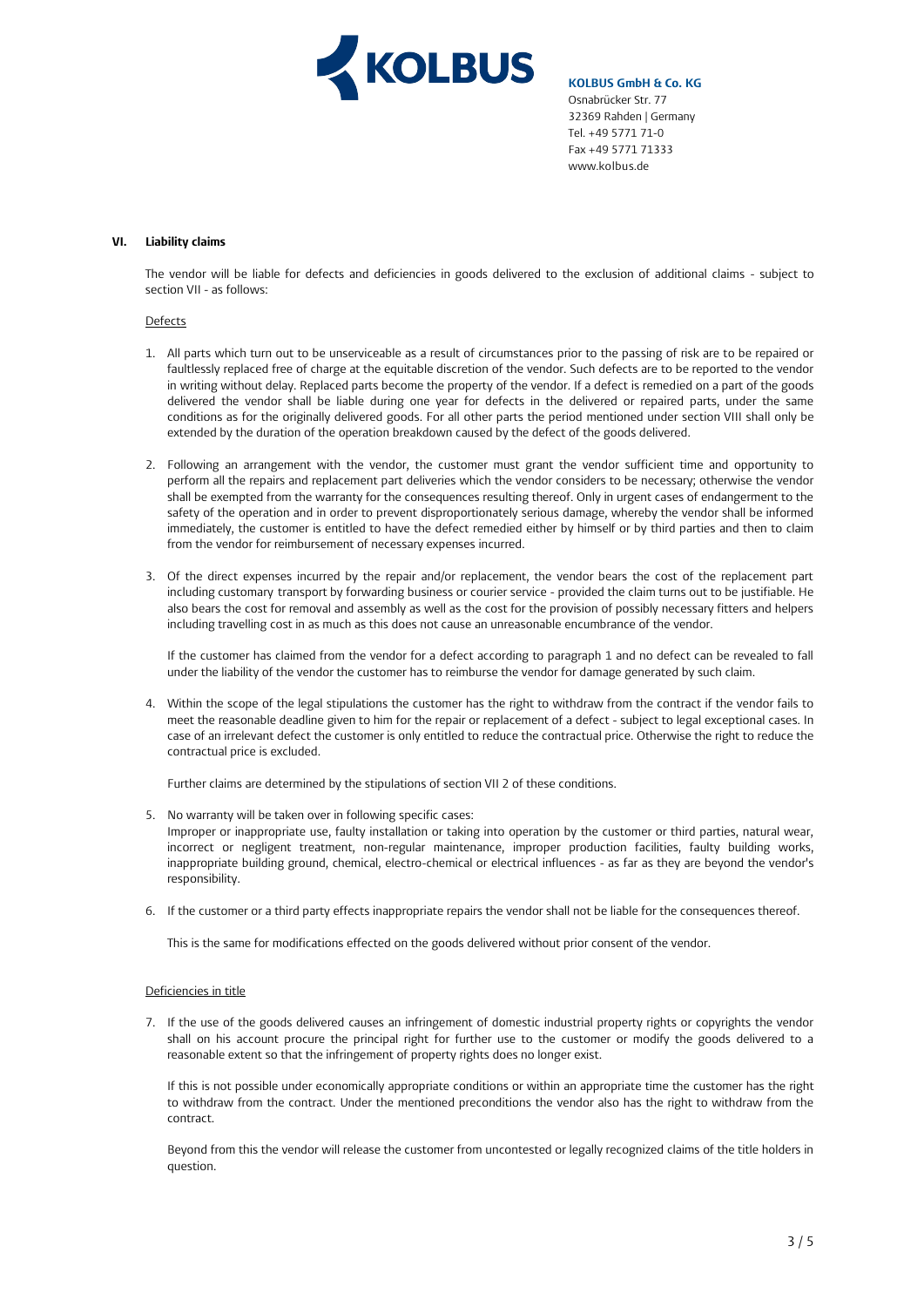## VI. Liability claims

The vendor will be liable for defects and deficiencies in goods delivered to the exclusion of additional claims - subject to section VII - as follows:

Defects

1. All parts which turn out to be unserviceable as a result of circumstances prior to the passing of risk are to be repaired or faultlessly replaced free of charge at the equitable discretion of the vendor. Such defects are to be reported to the vendor in writing without delay. Replaced parts become the property of the vendor. If a defect is remedied on a part of the goods delivered the vendor shall be liable during one year for defects in the delivered or repaired parts, under the same conditions as for the originally delivered goods. For all other parts the period mentioned under section VIII shall only be extended by the duration of the operation breakdown caused by the defect of the goods delivered.

2. Following an arrangement with the vendor, the customer must grant the vendor sufficient time and opportunity to perform all the repairs and replacement part deliveries which the vendor considers to be necessary; otherwise the vendor shall be exempted from the warranty for the consequences resulting thereof. Only in urgent cases of endangerment to the safety of the operation and in order to prevent disproportionately serious damage, whereby the vendor shall be informed immediately, the customer is entitled to have the defect remedied either by himself or by third parties and then to claim from the vendor for reimbursement of necessary expenses incurred.

3. Of the direct expenses incurred by the repair and/or replacement, the vendor bears the cost of the replacement part including customary transport by forwarding business or courier service - provided the claim turns out to be justifiable. He also bears the cost for removal and assembly as well as the cost for the provision of possibly necessary fitters and helpers including travelling cost in as much as this does not cause an unreasonable encumbrance of the vendor.

   If the customer has claimed from the vendor for a defect according to paragraph 1 and no defect can be revealed to fall under the liability of the vendor the customer has to reimburse the vendor for damage generated by such claim.

4. Within the scope of the legal stipulations the customer has the right to withdraw from the contract if the vendor fails to meet the reasonable deadline given to him for the repair or replacement of a defect - subject to legal exceptional cases. In case of an irrelevant defect the customer is only entitled to reduce the contractual price. Otherwise the right to reduce the contractual price is excluded.

   Further claims are determined by the stipulations of section VII 2 of these conditions.

5. No warranty will be taken over in following specific cases:
   Improper or inappropriate use, faulty installation or taking into operation by the customer or third parties, natural wear, incorrect or negligent treatment, non-regular maintenance, improper production facilities, faulty building works, inappropriate building ground, chemical, electro-chemical or electrical influences - as far as they are beyond the vendor's responsibility.

6. If the customer or a third party effects inappropriate repairs the vendor shall not be liable for the consequences thereof.

   This is the same for modifications effected on the goods delivered without prior consent of the vendor.

Deficiencies in title

7. If the use of the goods delivered causes an infringement of domestic industrial property rights or copyrights the vendor shall on his account procure the principal right for further use to the customer or modify the goods delivered to a reasonable extent so that the infringement of property rights does no longer exist.

   If this is not possible under economically appropriate conditions or within an appropriate time the customer has the right to withdraw from the contract. Under the mentioned preconditions the vendor also has the right to withdraw from the contract.

   Beyond from this the vendor will release the customer from uncontested or legally recognized claims of the title holders in question.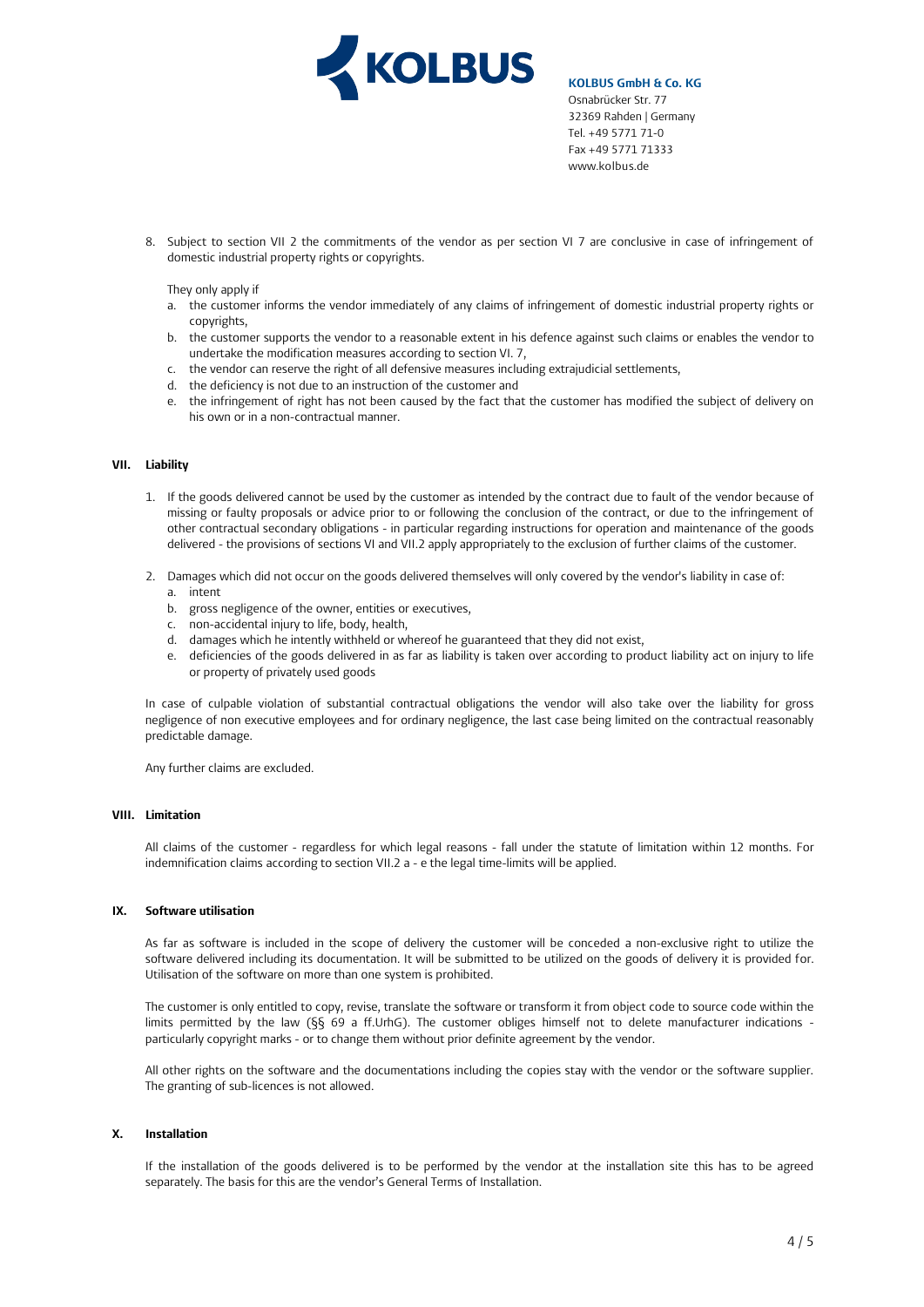8. Subject to section VII 2 the commitments of the vendor as per section VI 7 are conclusive in case of infringement of domestic industrial property rights or copyrights.

   They only apply if

   a. the customer informs the vendor immediately of any claims of infringement of domestic industrial property rights or copyrights,
   b. the customer supports the vendor to a reasonable extent in his defence against such claims or enables the vendor to undertake the modification measures according to section VI. 7,
   c. the vendor can reserve the right of all defensive measures including extrajudicial settlements,
   d. the deficiency is not due to an instruction of the customer and
   e. the infringement of right has not been caused by the fact that the customer has modified the subject of delivery on his own or in a non-contractual manner.

## VII. Liability

1. If the goods delivered cannot be used by the customer as intended by the contract due to fault of the vendor because of missing or faulty proposals or advice prior to or following the conclusion of the contract, or due to the infringement of other contractual secondary obligations - in particular regarding instructions for operation and maintenance of the goods delivered - the provisions of sections VI and VII.2 apply appropriately to the exclusion of further claims of the customer.

2. Damages which did not occur on the goods delivered themselves will only covered by the vendor's liability in case of:
   a. intent
   b. gross negligence of the owner, entities or executives,
   c. non-accidental injury to life, body, health,
   d. damages which he intently withheld or whereof he guaranteed that they did not exist,
   e. deficiencies of the goods delivered in as far as liability is taken over according to product liability act on injury to life or property of privately used goods

   In case of culpable violation of substantial contractual obligations the vendor will also take over the liability for gross negligence of non executive employees and for ordinary negligence, the last case being limited on the contractual reasonably predictable damage.

   Any further claims are excluded.

## VIII. Limitation

All claims of the customer - regardless for which legal reasons - fall under the statute of limitation within 12 months. For indemnification claims according to section VII.2 a - e the legal time-limits will be applied.

## IX. Software utilisation

As far as software is included in the scope of delivery the customer will be conceded a non-exclusive right to utilize the software delivered including its documentation. It will be submitted to be utilized on the goods of delivery it is provided for. Utilisation of the software on more than one system is prohibited.

The customer is only entitled to copy, revise, translate the software or transform it from object code to source code within the limits permitted by the law (§§ 69 a ff.UrhG). The customer obliges himself not to delete manufacturer indications - particularly copyright marks - or to change them without prior definite agreement by the vendor.

All other rights on the software and the documentations including the copies stay with the vendor or the software supplier. The granting of sub-licences is not allowed.

## X. Installation

If the installation of the goods delivered is to be performed by the vendor at the installation site this has to be agreed separately. The basis for this are the vendor's General Terms of Installation.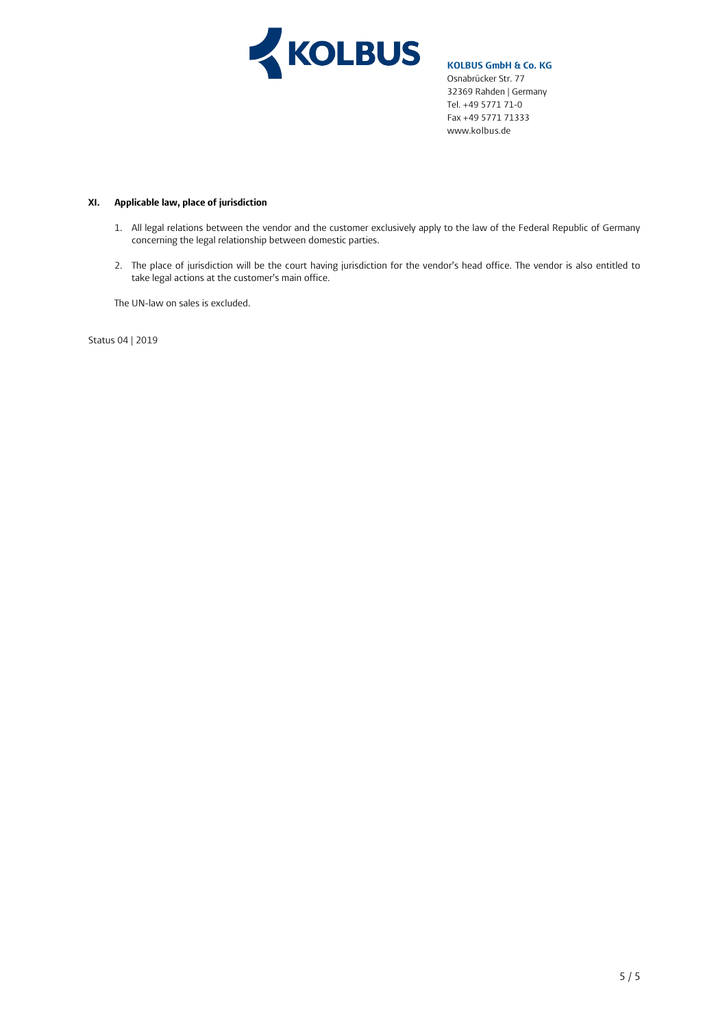**KOLBUS GmbH & Co. KG**
Osnabrücker Str. 77
32369 Rahden | Germany
Tel. +49 5771 71-0
Fax +49 5771 71333
www.kolbus.de

## XI. Applicable law, place of jurisdiction

1. All legal relations between the vendor and the customer exclusively apply to the law of the Federal Republic of Germany concerning the legal relationship between domestic parties.

2. The place of jurisdiction will be the court having jurisdiction for the vendor's head office. The vendor is also entitled to take legal actions at the customer's main office.

The UN-law on sales is excluded.

Status 04 | 2019